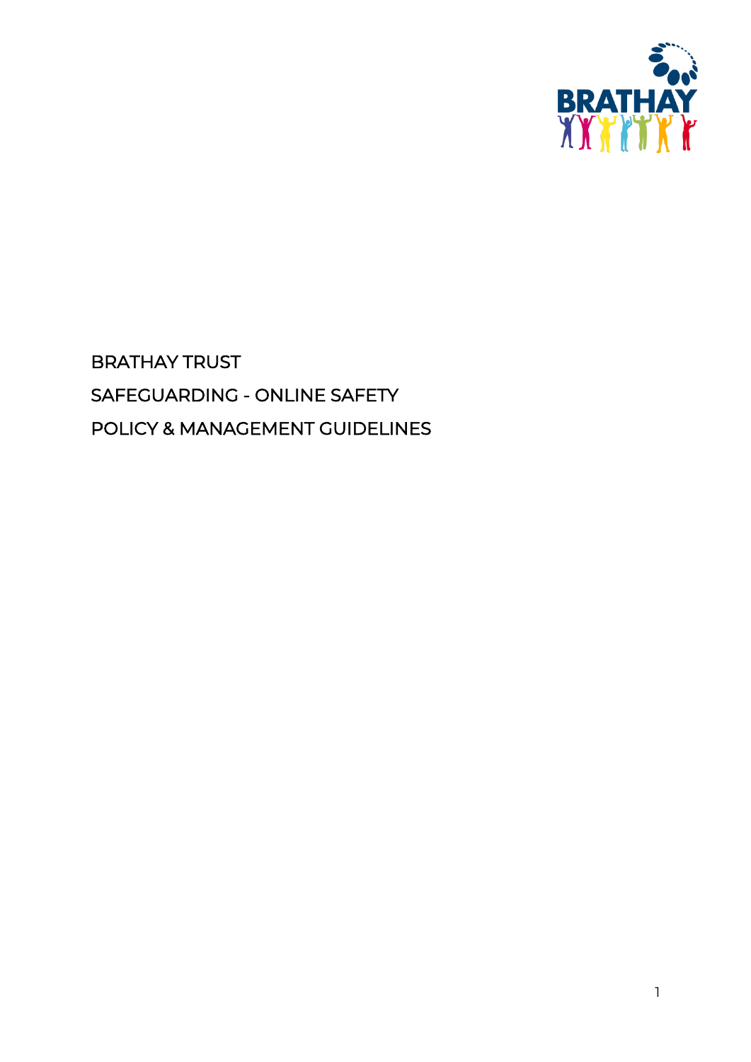# BRATHAY TRUST

# SAFEGUARDING - ONLINE SAFETY

# POLICY & MANAGEMENT GUIDELINES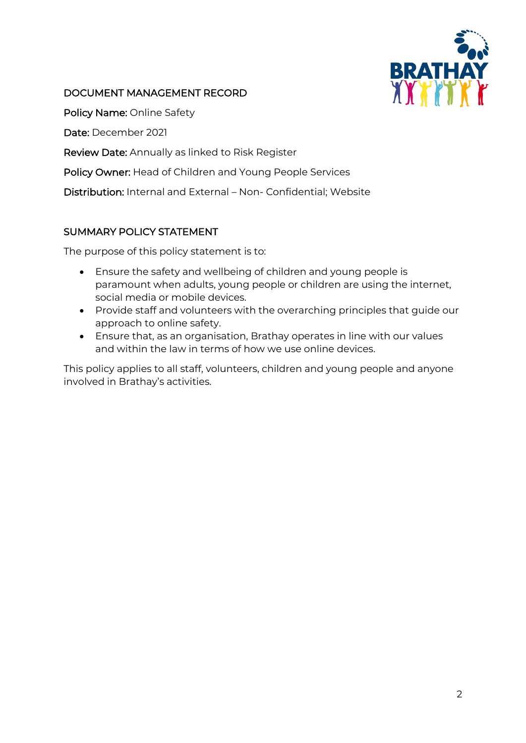## DOCUMENT MANAGEMENT RECORD

**Policy Name:** Online Safety

**Date:** December 2021

**Review Date:** Annually as linked to Risk Register

**Policy Owner:** Head of Children and Young People Services

**Distribution:** Internal and External – Non- Confidential; Website

## SUMMARY POLICY STATEMENT

The purpose of this policy statement is to:

- Ensure the safety and wellbeing of children and young people is paramount when adults, young people or children are using the internet, social media or mobile devices.
- Provide staff and volunteers with the overarching principles that guide our approach to online safety.
- Ensure that, as an organisation, Brathay operates in line with our values and within the law in terms of how we use online devices.

This policy applies to all staff, volunteers, children and young people and anyone involved in Brathay's activities.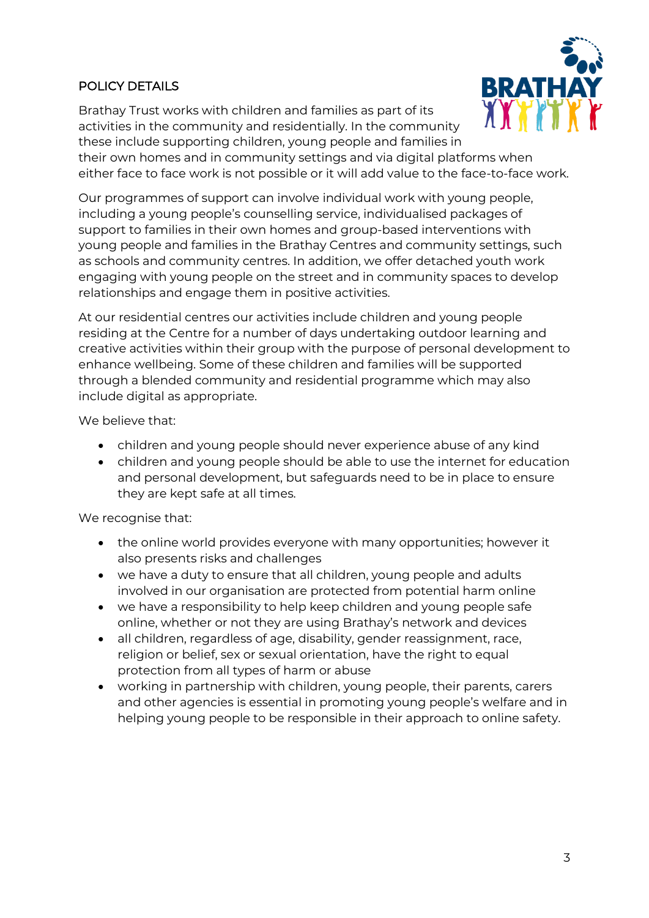## POLICY DETAILS

Brathay Trust works with children and families as part of its activities in the community and residentially. In the community these include supporting children, young people and families in their own homes and in community settings and via digital platforms when either face to face work is not possible or it will add value to the face-to-face work.

Our programmes of support can involve individual work with young people, including a young people's counselling service, individualised packages of support to families in their own homes and group-based interventions with young people and families in the Brathay Centres and community settings, such as schools and community centres. In addition, we offer detached youth work engaging with young people on the street and in community spaces to develop relationships and engage them in positive activities.

At our residential centres our activities include children and young people residing at the Centre for a number of days undertaking outdoor learning and creative activities within their group with the purpose of personal development to enhance wellbeing. Some of these children and families will be supported through a blended community and residential programme which may also include digital as appropriate.

We believe that:

- children and young people should never experience abuse of any kind
- children and young people should be able to use the internet for education and personal development, but safeguards need to be in place to ensure they are kept safe at all times.

We recognise that:

- the online world provides everyone with many opportunities; however it also presents risks and challenges
- we have a duty to ensure that all children, young people and adults involved in our organisation are protected from potential harm online
- we have a responsibility to help keep children and young people safe online, whether or not they are using Brathay's network and devices
- all children, regardless of age, disability, gender reassignment, race, religion or belief, sex or sexual orientation, have the right to equal protection from all types of harm or abuse
- working in partnership with children, young people, their parents, carers and other agencies is essential in promoting young people's welfare and in helping young people to be responsible in their approach to online safety.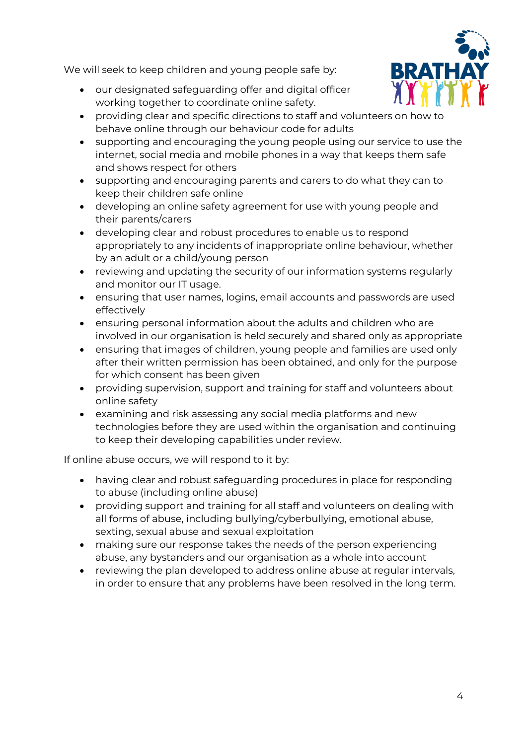We will seek to keep children and young people safe by:

- our designated safeguarding offer and digital officer working together to coordinate online safety.
- providing clear and specific directions to staff and volunteers on how to behave online through our behaviour code for adults
- supporting and encouraging the young people using our service to use the internet, social media and mobile phones in a way that keeps them safe and shows respect for others
- supporting and encouraging parents and carers to do what they can to keep their children safe online
- developing an online safety agreement for use with young people and their parents/carers
- developing clear and robust procedures to enable us to respond appropriately to any incidents of inappropriate online behaviour, whether by an adult or a child/young person
- reviewing and updating the security of our information systems regularly and monitor our IT usage.
- ensuring that user names, logins, email accounts and passwords are used effectively
- ensuring personal information about the adults and children who are involved in our organisation is held securely and shared only as appropriate
- ensuring that images of children, young people and families are used only after their written permission has been obtained, and only for the purpose for which consent has been given
- providing supervision, support and training for staff and volunteers about online safety
- examining and risk assessing any social media platforms and new technologies before they are used within the organisation and continuing to keep their developing capabilities under review.

If online abuse occurs, we will respond to it by:

- having clear and robust safeguarding procedures in place for responding to abuse (including online abuse)
- providing support and training for all staff and volunteers on dealing with all forms of abuse, including bullying/cyberbullying, emotional abuse, sexting, sexual abuse and sexual exploitation
- making sure our response takes the needs of the person experiencing abuse, any bystanders and our organisation as a whole into account
- reviewing the plan developed to address online abuse at regular intervals, in order to ensure that any problems have been resolved in the long term.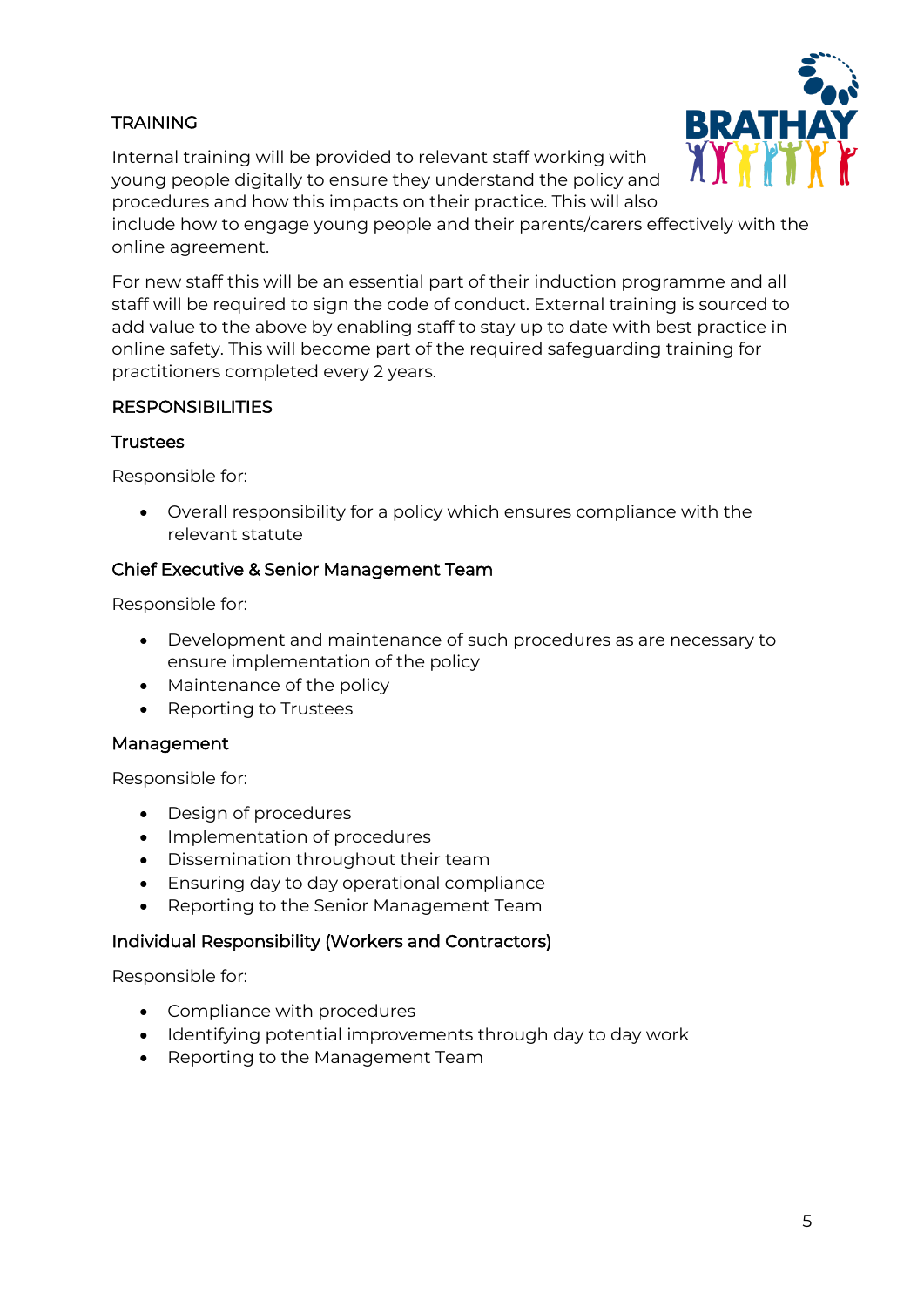## TRAINING

Internal training will be provided to relevant staff working with young people digitally to ensure they understand the policy and procedures and how this impacts on their practice. This will also include how to engage young people and their parents/carers effectively with the online agreement.

For new staff this will be an essential part of their induction programme and all staff will be required to sign the code of conduct. External training is sourced to add value to the above by enabling staff to stay up to date with best practice in online safety. This will become part of the required safeguarding training for practitioners completed every 2 years.

## RESPONSIBILITIES

### Trustees

Responsible for:

- Overall responsibility for a policy which ensures compliance with the relevant statute

### Chief Executive & Senior Management Team

Responsible for:

- Development and maintenance of such procedures as are necessary to ensure implementation of the policy
- Maintenance of the policy
- Reporting to Trustees

### Management

Responsible for:

- Design of procedures
- Implementation of procedures
- Dissemination throughout their team
- Ensuring day to day operational compliance
- Reporting to the Senior Management Team

### Individual Responsibility (Workers and Contractors)

Responsible for:

- Compliance with procedures
- Identifying potential improvements through day to day work
- Reporting to the Management Team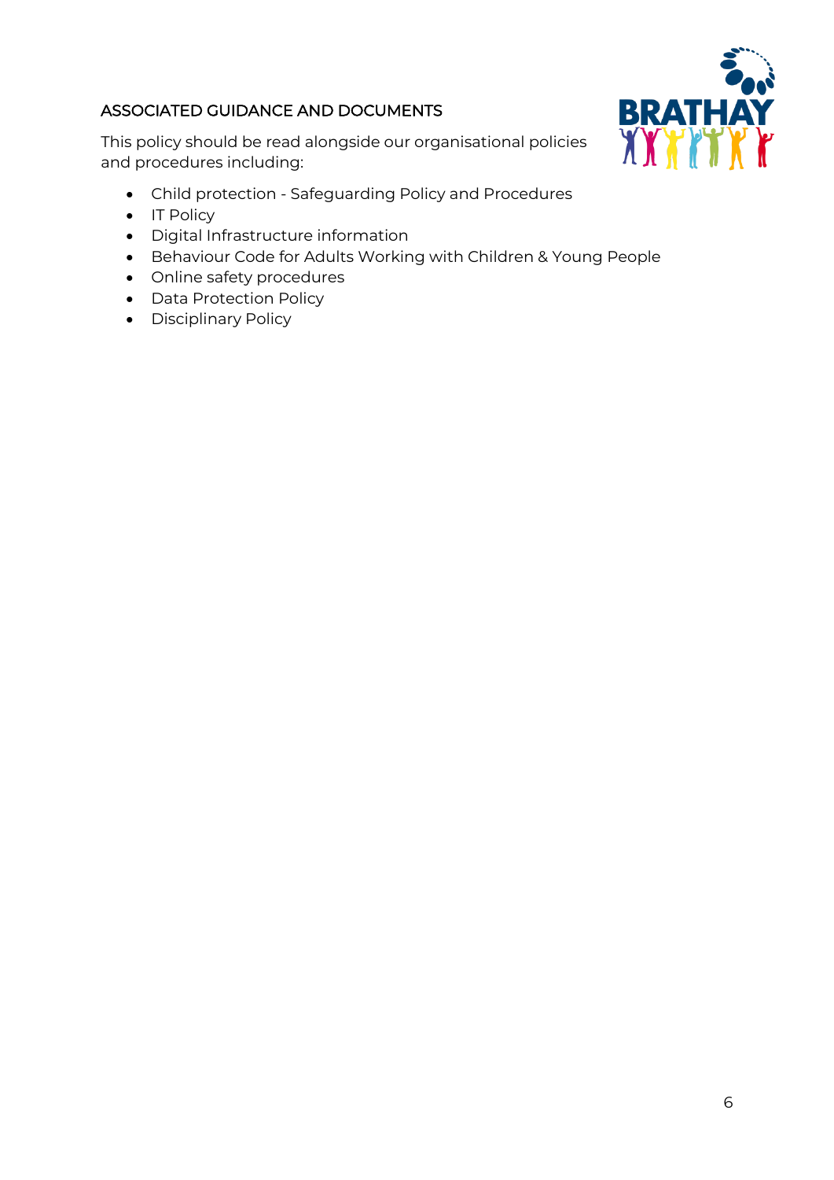## ASSOCIATED GUIDANCE AND DOCUMENTS

This policy should be read alongside our organisational policies and procedures including:

- Child protection - Safeguarding Policy and Procedures
- IT Policy
- Digital Infrastructure information
- Behaviour Code for Adults Working with Children & Young People
- Online safety procedures
- Data Protection Policy
- Disciplinary Policy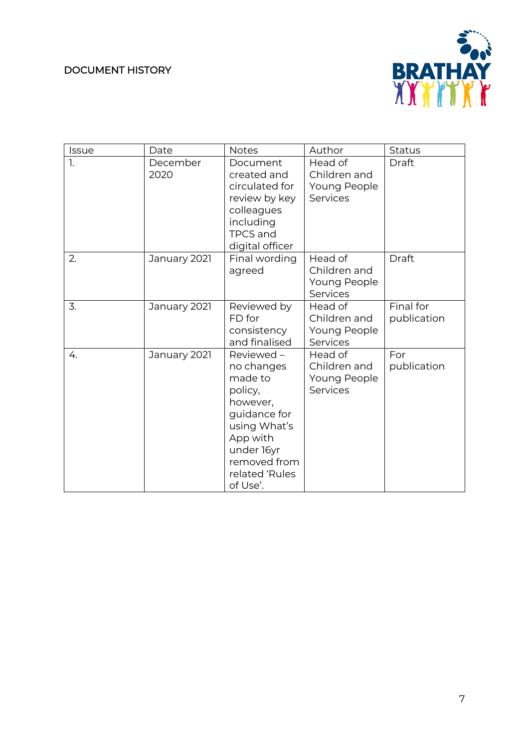DOCUMENT HISTORY

| Issue | Date | Notes | Author | Status |
| --- | --- | --- | --- | --- |
| 1. | December 2020 | Document created and circulated for review by key colleagues including TPCS and digital officer | Head of Children and Young People Services | Draft |
| 2. | January 2021 | Final wording agreed | Head of Children and Young People Services | Draft |
| 3. | January 2021 | Reviewed by FD for consistency and finalised | Head of Children and Young People Services | Final for publication |
| 4. | January 2021 | Reviewed – no changes made to policy, however, guidance for using What's App with under 16yr removed from related 'Rules of Use'. | Head of Children and Young People Services | For publication |